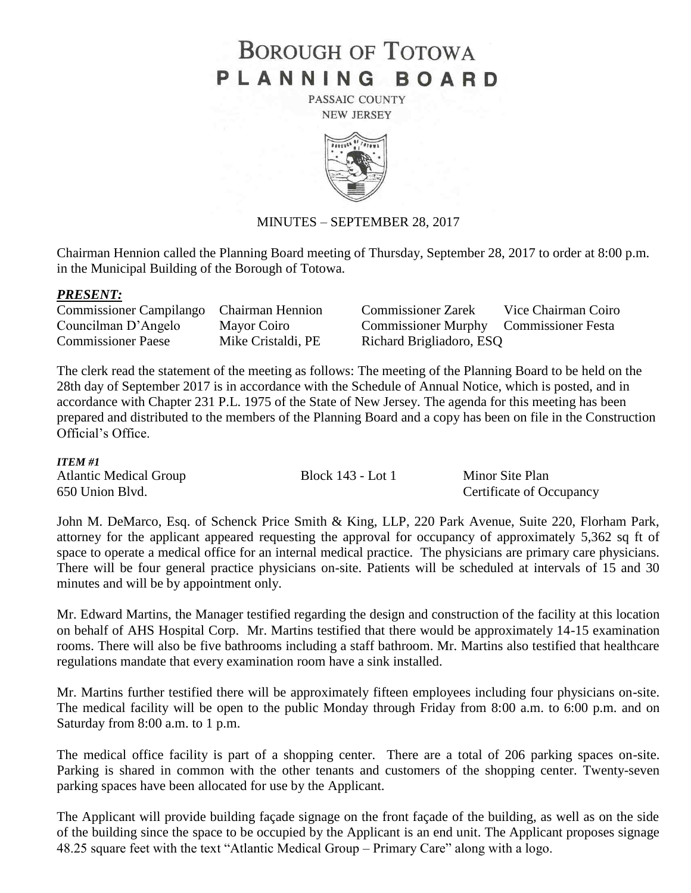# BOROUGH OF TOTOWA
# PLANNING BOARD

PASSAIC COUNTY
NEW JERSEY

MINUTES – SEPTEMBER 28, 2017

Chairman Hennion called the Planning Board meeting of Thursday, September 28, 2017 to order at 8:00 p.m. in the Municipal Building of the Borough of Totowa.

## *PRESENT:*

| | | | |
|---|---|---|---|
| Commissioner Campilango | Chairman Hennion | Commissioner Zarek | Vice Chairman Coiro |
| Councilman D'Angelo | Mayor Coiro | Commissioner Murphy | Commissioner Festa |
| Commissioner Paese | Mike Cristaldi, PE | Richard Brigliadoro, ESQ | |

The clerk read the statement of the meeting as follows: The meeting of the Planning Board to be held on the 28th day of September 2017 is in accordance with the Schedule of Annual Notice, which is posted, and in accordance with Chapter 231 P.L. 1975 of the State of New Jersey. The agenda for this meeting has been prepared and distributed to the members of the Planning Board and a copy has been on file in the Construction Official's Office.

***ITEM #1***

| | | |
|---|---|---|
| Atlantic Medical Group | Block 143 - Lot 1 | Minor Site Plan |
| 650 Union Blvd. | | Certificate of Occupancy |

John M. DeMarco, Esq. of Schenck Price Smith & King, LLP, 220 Park Avenue, Suite 220, Florham Park, attorney for the applicant appeared requesting the approval for occupancy of approximately 5,362 sq ft of space to operate a medical office for an internal medical practice. The physicians are primary care physicians. There will be four general practice physicians on-site. Patients will be scheduled at intervals of 15 and 30 minutes and will be by appointment only.

Mr. Edward Martins, the Manager testified regarding the design and construction of the facility at this location on behalf of AHS Hospital Corp. Mr. Martins testified that there would be approximately 14-15 examination rooms. There will also be five bathrooms including a staff bathroom. Mr. Martins also testified that healthcare regulations mandate that every examination room have a sink installed.

Mr. Martins further testified there will be approximately fifteen employees including four physicians on-site. The medical facility will be open to the public Monday through Friday from 8:00 a.m. to 6:00 p.m. and on Saturday from 8:00 a.m. to 1 p.m.

The medical office facility is part of a shopping center. There are a total of 206 parking spaces on-site. Parking is shared in common with the other tenants and customers of the shopping center. Twenty-seven parking spaces have been allocated for use by the Applicant.

The Applicant will provide building façade signage on the front façade of the building, as well as on the side of the building since the space to be occupied by the Applicant is an end unit. The Applicant proposes signage 48.25 square feet with the text "Atlantic Medical Group – Primary Care" along with a logo.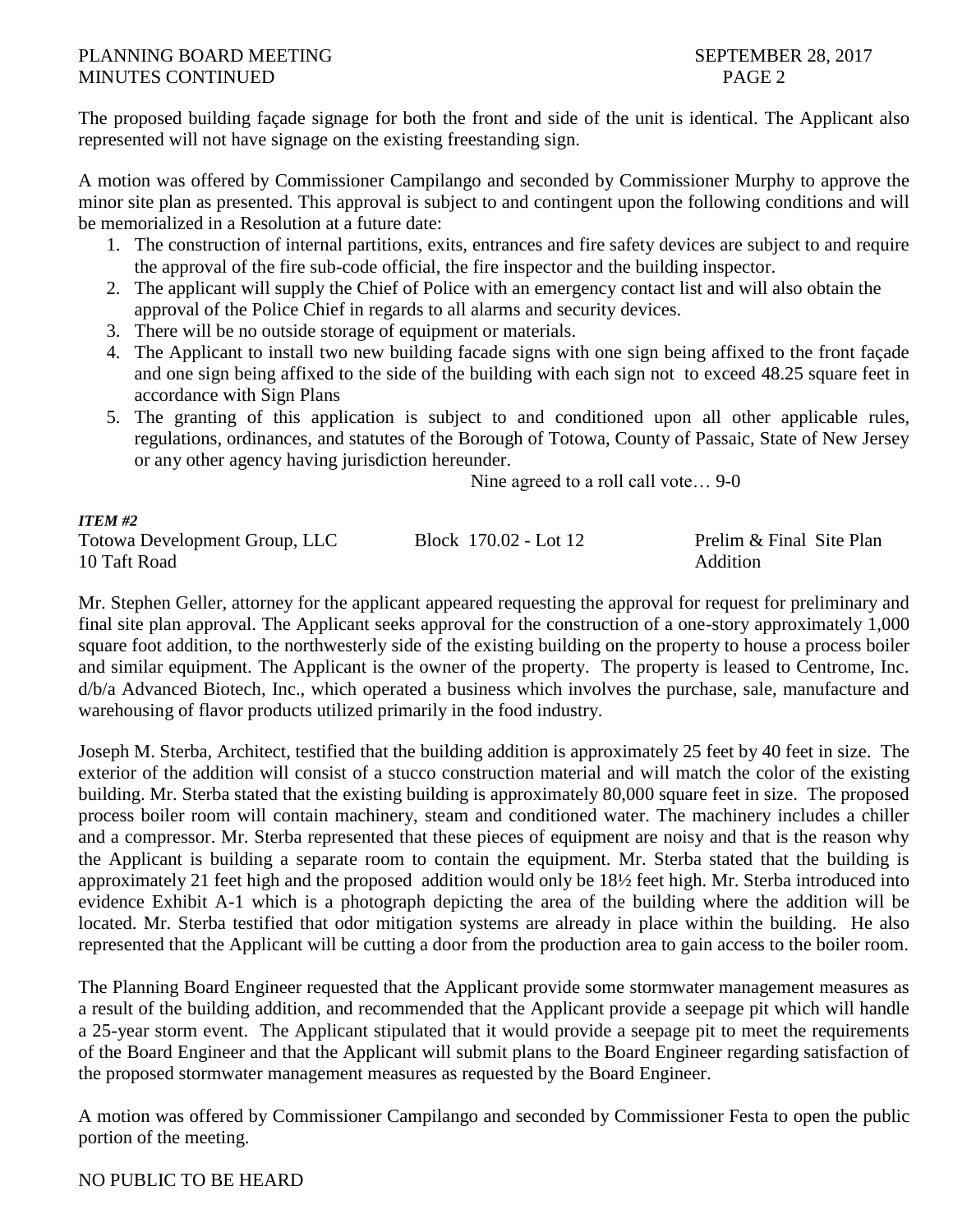The proposed building façade signage for both the front and side of the unit is identical. The Applicant also represented will not have signage on the existing freestanding sign.

A motion was offered by Commissioner Campilango and seconded by Commissioner Murphy to approve the minor site plan as presented. This approval is subject to and contingent upon the following conditions and will be memorialized in a Resolution at a future date:

1. The construction of internal partitions, exits, entrances and fire safety devices are subject to and require the approval of the fire sub-code official, the fire inspector and the building inspector.
2. The applicant will supply the Chief of Police with an emergency contact list and will also obtain the approval of the Police Chief in regards to all alarms and security devices.
3. There will be no outside storage of equipment or materials.
4. The Applicant to install two new building facade signs with one sign being affixed to the front façade and one sign being affixed to the side of the building with each sign not to exceed 48.25 square feet in accordance with Sign Plans
5. The granting of this application is subject to and conditioned upon all other applicable rules, regulations, ordinances, and statutes of the Borough of Totowa, County of Passaic, State of New Jersey or any other agency having jurisdiction hereunder.

Nine agreed to a roll call vote… 9-0

***ITEM #2***

| | | |
|---|---|---|
| Totowa Development Group, LLC | Block 170.02 - Lot 12 | Prelim & Final Site Plan |
| 10 Taft Road | | Addition |

Mr. Stephen Geller, attorney for the applicant appeared requesting the approval for request for preliminary and final site plan approval. The Applicant seeks approval for the construction of a one-story approximately 1,000 square foot addition, to the northwesterly side of the existing building on the property to house a process boiler and similar equipment. The Applicant is the owner of the property. The property is leased to Centrome, Inc. d/b/a Advanced Biotech, Inc., which operated a business which involves the purchase, sale, manufacture and warehousing of flavor products utilized primarily in the food industry.

Joseph M. Sterba, Architect, testified that the building addition is approximately 25 feet by 40 feet in size. The exterior of the addition will consist of a stucco construction material and will match the color of the existing building. Mr. Sterba stated that the existing building is approximately 80,000 square feet in size. The proposed process boiler room will contain machinery, steam and conditioned water. The machinery includes a chiller and a compressor. Mr. Sterba represented that these pieces of equipment are noisy and that is the reason why the Applicant is building a separate room to contain the equipment. Mr. Sterba stated that the building is approximately 21 feet high and the proposed addition would only be 18½ feet high. Mr. Sterba introduced into evidence Exhibit A-1 which is a photograph depicting the area of the building where the addition will be located. Mr. Sterba testified that odor mitigation systems are already in place within the building. He also represented that the Applicant will be cutting a door from the production area to gain access to the boiler room.

The Planning Board Engineer requested that the Applicant provide some stormwater management measures as a result of the building addition, and recommended that the Applicant provide a seepage pit which will handle a 25-year storm event. The Applicant stipulated that it would provide a seepage pit to meet the requirements of the Board Engineer and that the Applicant will submit plans to the Board Engineer regarding satisfaction of the proposed stormwater management measures as requested by the Board Engineer.

A motion was offered by Commissioner Campilango and seconded by Commissioner Festa to open the public portion of the meeting.

NO PUBLIC TO BE HEARD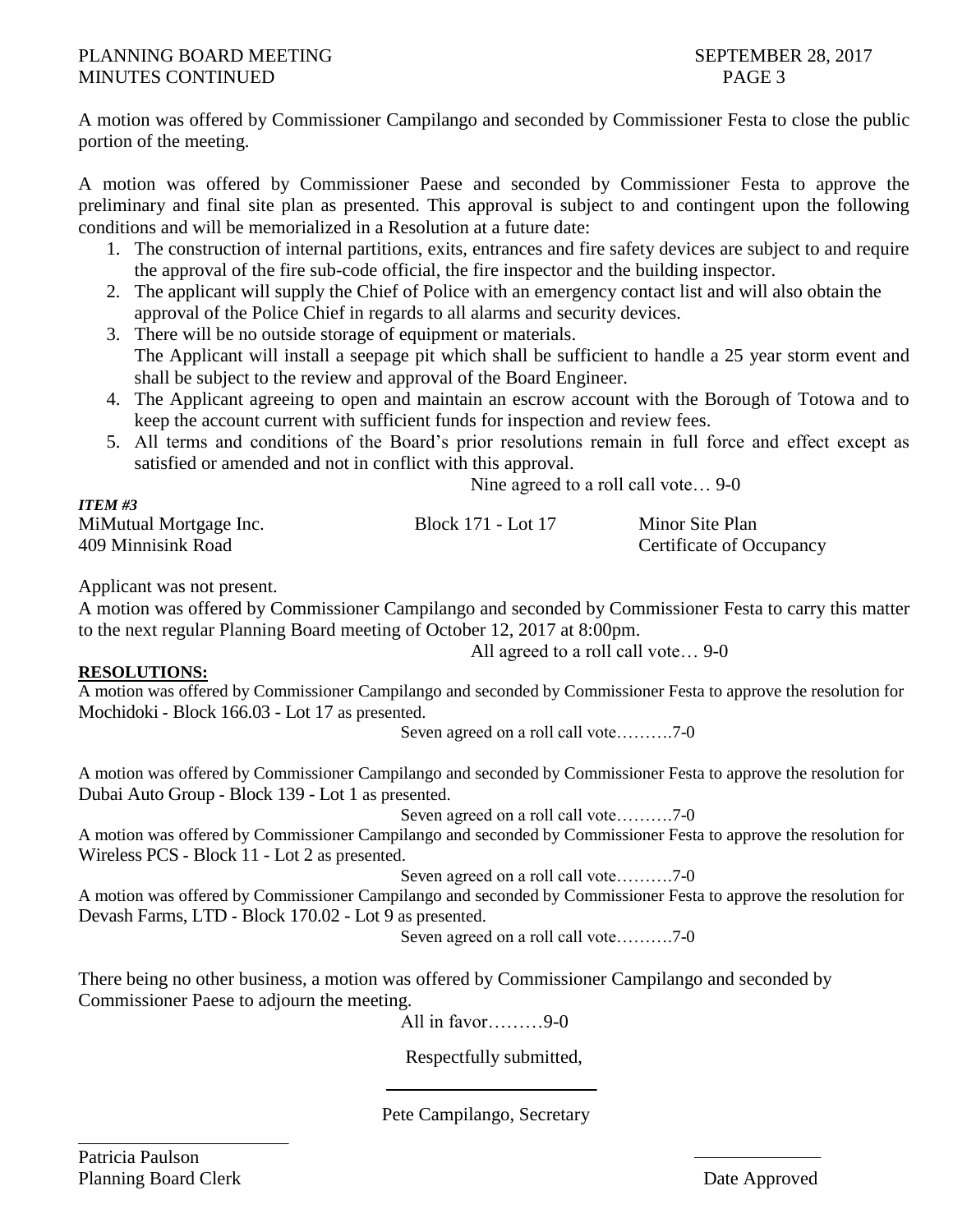A motion was offered by Commissioner Campilango and seconded by Commissioner Festa to close the public portion of the meeting.

A motion was offered by Commissioner Paese and seconded by Commissioner Festa to approve the preliminary and final site plan as presented. This approval is subject to and contingent upon the following conditions and will be memorialized in a Resolution at a future date:

1. The construction of internal partitions, exits, entrances and fire safety devices are subject to and require the approval of the fire sub-code official, the fire inspector and the building inspector.
2. The applicant will supply the Chief of Police with an emergency contact list and will also obtain the approval of the Police Chief in regards to all alarms and security devices.
3. There will be no outside storage of equipment or materials.
   The Applicant will install a seepage pit which shall be sufficient to handle a 25 year storm event and shall be subject to the review and approval of the Board Engineer.
4. The Applicant agreeing to open and maintain an escrow account with the Borough of Totowa and to keep the account current with sufficient funds for inspection and review fees.
5. All terms and conditions of the Board's prior resolutions remain in full force and effect except as satisfied or amended and not in conflict with this approval.

Nine agreed to a roll call vote… 9-0

***ITEM #3***

| | | |
|---|---|---|
| MiMutual Mortgage Inc. | Block 171 - Lot 17 | Minor Site Plan |
| 409 Minnisink Road | | Certificate of Occupancy |

Applicant was not present.

A motion was offered by Commissioner Campilango and seconded by Commissioner Festa to carry this matter to the next regular Planning Board meeting of October 12, 2017 at 8:00pm.

All agreed to a roll call vote… 9-0

**RESOLUTIONS:**

A motion was offered by Commissioner Campilango and seconded by Commissioner Festa to approve the resolution for Mochidoki - Block 166.03 - Lot 17 as presented.

Seven agreed on a roll call vote……….7-0

A motion was offered by Commissioner Campilango and seconded by Commissioner Festa to approve the resolution for Dubai Auto Group - Block 139 - Lot 1 as presented.

Seven agreed on a roll call vote……….7-0

A motion was offered by Commissioner Campilango and seconded by Commissioner Festa to approve the resolution for Wireless PCS - Block 11 - Lot 2 as presented.

Seven agreed on a roll call vote……….7-0

A motion was offered by Commissioner Campilango and seconded by Commissioner Festa to approve the resolution for Devash Farms, LTD - Block 170.02 - Lot 9 as presented.

Seven agreed on a roll call vote……….7-0

There being no other business, a motion was offered by Commissioner Campilango and seconded by Commissioner Paese to adjourn the meeting.

All in favor………9-0

Respectfully submitted,

Pete Campilango, Secretary

Patricia Paulson
Planning Board Clerk

Date Approved